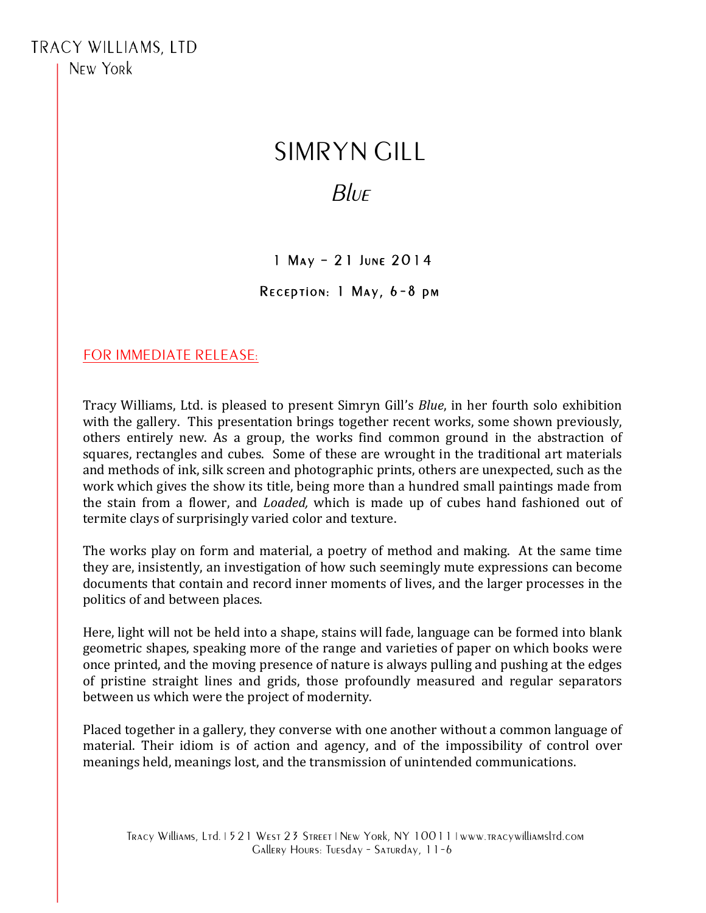TRACY WILLIAMS, LTD
New York

# SIMRYN GILL

## *Blue*

1 May – 21 June 2014

Reception: 1 May, 6-8 pm

FOR IMMEDIATE RELEASE:

Tracy Williams, Ltd. is pleased to present Simryn Gill's *Blue*, in her fourth solo exhibition with the gallery. This presentation brings together recent works, some shown previously, others entirely new. As a group, the works find common ground in the abstraction of squares, rectangles and cubes. Some of these are wrought in the traditional art materials and methods of ink, silk screen and photographic prints, others are unexpected, such as the work which gives the show its title, being more than a hundred small paintings made from the stain from a flower, and *Loaded,* which is made up of cubes hand fashioned out of termite clays of surprisingly varied color and texture.

The works play on form and material, a poetry of method and making. At the same time they are, insistently, an investigation of how such seemingly mute expressions can become documents that contain and record inner moments of lives, and the larger processes in the politics of and between places.

Here, light will not be held into a shape, stains will fade, language can be formed into blank geometric shapes, speaking more of the range and varieties of paper on which books were once printed, and the moving presence of nature is always pulling and pushing at the edges of pristine straight lines and grids, those profoundly measured and regular separators between us which were the project of modernity.

Placed together in a gallery, they converse with one another without a common language of material. Their idiom is of action and agency, and of the impossibility of control over meanings held, meanings lost, and the transmission of unintended communications.

Tracy Williams, Ltd. | 521 West 23 Street | New York, NY 10011 | www.tracywilliamsltd.com
Gallery Hours: Tuesday - Saturday, 11-6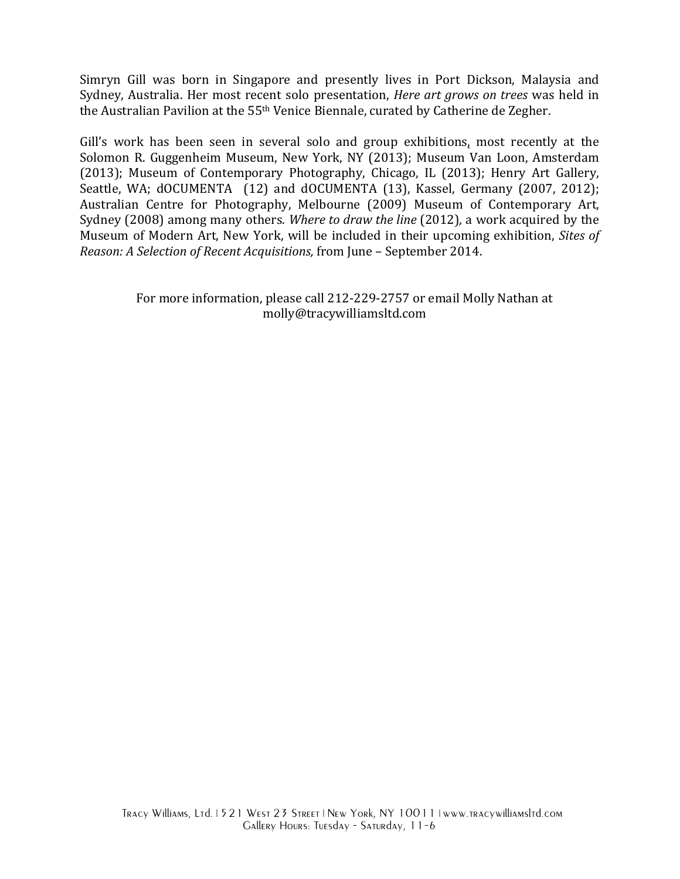Simryn Gill was born in Singapore and presently lives in Port Dickson, Malaysia and Sydney, Australia. Her most recent solo presentation, *Here art grows on trees* was held in the Australian Pavilion at the 55th Venice Biennale, curated by Catherine de Zegher.

Gill's work has been seen in several solo and group exhibitions, most recently at the Solomon R. Guggenheim Museum, New York, NY (2013); Museum Van Loon, Amsterdam (2013); Museum of Contemporary Photography, Chicago, IL (2013); Henry Art Gallery, Seattle, WA; dOCUMENTA (12) and dOCUMENTA (13), Kassel, Germany (2007, 2012); Australian Centre for Photography, Melbourne (2009) Museum of Contemporary Art, Sydney (2008) among many others. *Where to draw the line* (2012), a work acquired by the Museum of Modern Art, New York, will be included in their upcoming exhibition, *Sites of Reason: A Selection of Recent Acquisitions,* from June – September 2014.

For more information, please call 212-229-2757 or email Molly Nathan at molly@tracywilliamsltd.com

Tracy Williams, Ltd. | 521 West 23 Street | New York, NY 10011 | www.tracywilliamsltd.com
Gallery Hours: Tuesday - Saturday, 11-6